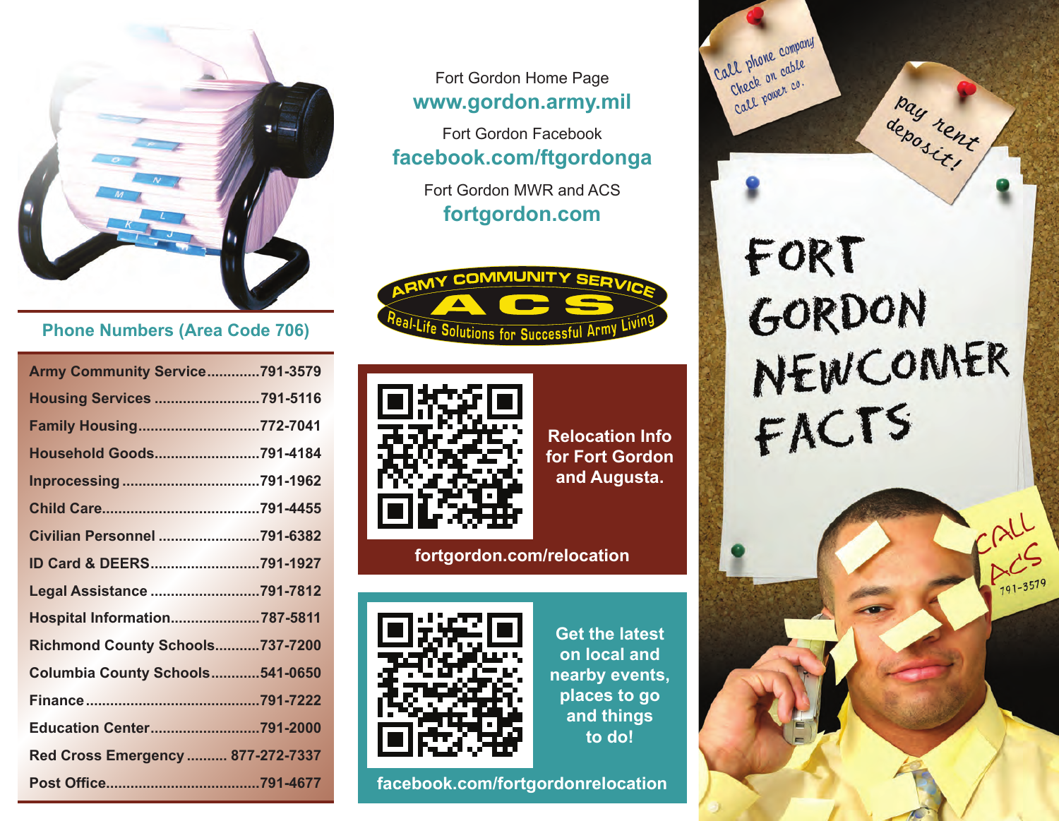# FORT GORDON NEWCOMER FACTS

Call phone company
Check on cable
Call power co.

pay rent deposit!

CALL ACS 791-3579

## Phone Numbers (Area Code 706)

| Service | Number |
|---|---|
| Army Community Service | 791-3579 |
| Housing Services | 791-5116 |
| Family Housing | 772-7041 |
| Household Goods | 791-4184 |
| Inprocessing | 791-1962 |
| Child Care | 791-4455 |
| Civilian Personnel | 791-6382 |
| ID Card & DEERS | 791-1927 |
| Legal Assistance | 791-7812 |
| Hospital Information | 787-5811 |
| Richmond County Schools | 737-7200 |
| Columbia County Schools | 541-0650 |
| Finance | 791-7222 |
| Education Center | 791-2000 |
| Red Cross Emergency | 877-272-7337 |
| Post Office | 791-4677 |

Fort Gordon Home Page
**www.gordon.army.mil**

Fort Gordon Facebook
**facebook.com/ftgordonga**

Fort Gordon MWR and ACS
**fortgordon.com**

**ARMY COMMUNITY SERVICE — ACS — Real-Life Solutions for Successful Army Living**

**Relocation Info for Fort Gordon and Augusta.**

**fortgordon.com/relocation**

**Get the latest on local and nearby events, places to go and things to do!**

**facebook.com/fortgordonrelocation**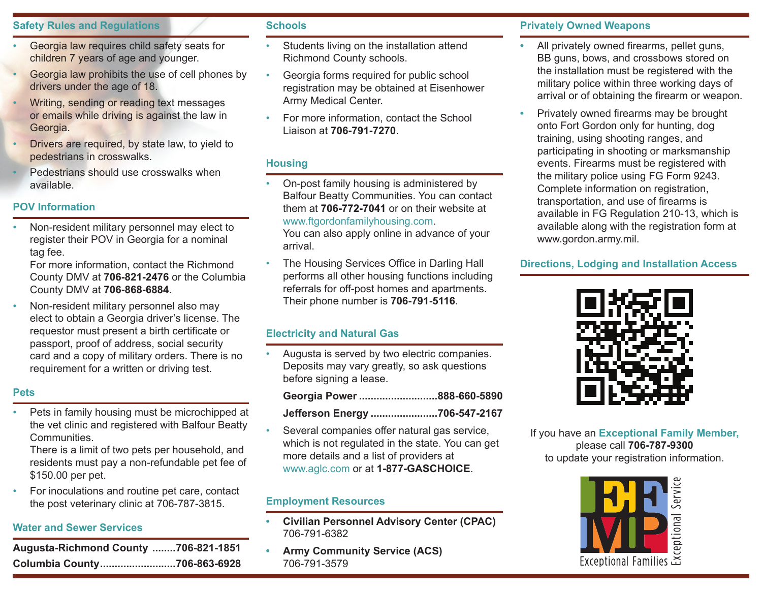## Safety Rules and Regulations

- Georgia law requires child safety seats for children 7 years of age and younger.
- Georgia law prohibits the use of cell phones by drivers under the age of 18.
- Writing, sending or reading text messages or emails while driving is against the law in Georgia.
- Drivers are required, by state law, to yield to pedestrians in crosswalks.
- Pedestrians should use crosswalks when available.

## POV Information

- Non-resident military personnel may elect to register their POV in Georgia for a nominal tag fee.
  For more information, contact the Richmond County DMV at **706-821-2476** or the Columbia County DMV at **706-868-6884**.
- Non-resident military personnel also may elect to obtain a Georgia driver's license. The requestor must present a birth certificate or passport, proof of address, social security card and a copy of military orders. There is no requirement for a written or driving test.

## Pets

- Pets in family housing must be microchipped at the vet clinic and registered with Balfour Beatty Communities.
  There is a limit of two pets per household, and residents must pay a non-refundable pet fee of $150.00 per pet.
- For inoculations and routine pet care, contact the post veterinary clinic at 706-787-3815.

## Water and Sewer Services

**Augusta-Richmond County ........706-821-1851**

**Columbia County..........................706-863-6928**

## Schools

- Students living on the installation attend Richmond County schools.
- Georgia forms required for public school registration may be obtained at Eisenhower Army Medical Center.
- For more information, contact the School Liaison at **706-791-7270**.

## Housing

- On-post family housing is administered by Balfour Beatty Communities. You can contact them at **706-772-7041** or on their website at www.ftgordonfamilyhousing.com.
  You can also apply online in advance of your arrival.
- The Housing Services Office in Darling Hall performs all other housing functions including referrals for off-post homes and apartments. Their phone number is **706-791-5116**.

## Electricity and Natural Gas

- Augusta is served by two electric companies. Deposits may vary greatly, so ask questions before signing a lease.

  **Georgia Power ...........................888-660-5890**

  **Jefferson Energy .......................706-547-2167**

- Several companies offer natural gas service, which is not regulated in the state. You can get more details and a list of providers at www.aglc.com or at **1-877-GASCHOICE**.

## Employment Resources

- **Civilian Personnel Advisory Center (CPAC)**
  706-791-6382
- **Army Community Service (ACS)**
  706-791-3579

## Privately Owned Weapons

- All privately owned firearms, pellet guns, BB guns, bows, and crossbows stored on the installation must be registered with the military police within three working days of arrival or of obtaining the firearm or weapon.
- Privately owned firearms may be brought onto Fort Gordon only for hunting, dog training, using shooting ranges, and participating in shooting or marksmanship events. Firearms must be registered with the military police using FG Form 9243. Complete information on registration, transportation, and use of firearms is available in FG Regulation 210-13, which is available along with the registration form at www.gordon.army.mil.

## Directions, Lodging and Installation Access

If you have an **Exceptional Family Member,** please call **706-787-9300** to update your registration information.

EFMP Exceptional Family Member Program — Exceptional Families Exceptional Service